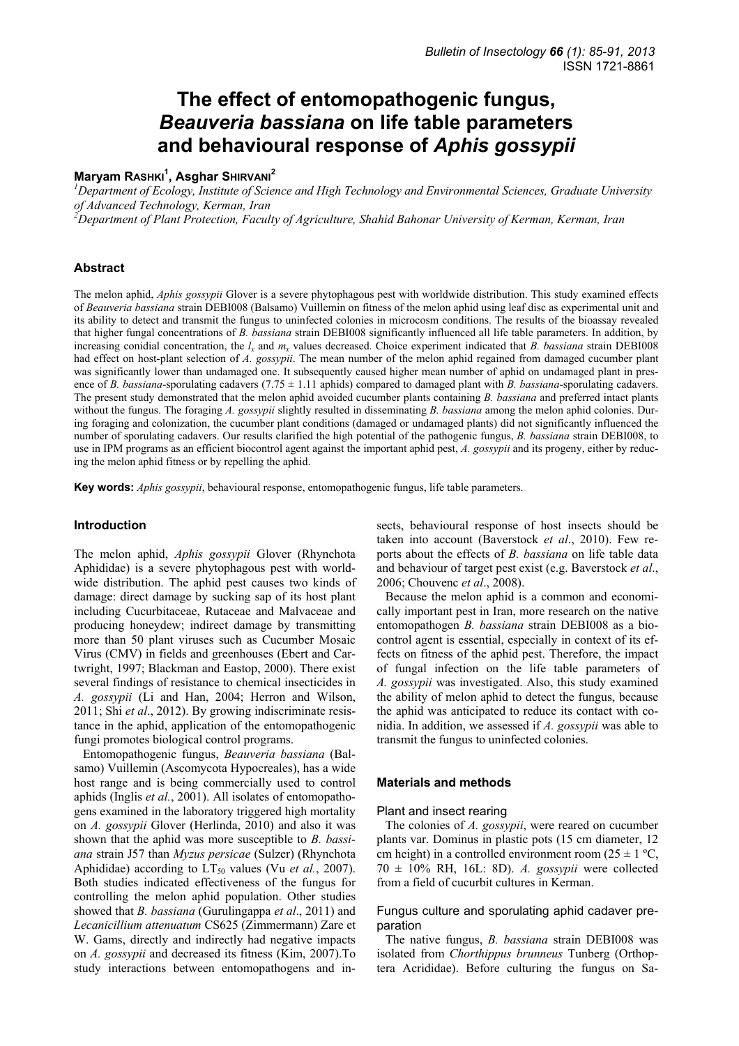# The effect of entomopathogenic fungus, *Beauveria bassiana* on life table parameters and behavioural response of *Aphis gossypii*

**Maryam Rashki[1], Asghar Shirvani[2]**

[1]*Department of Ecology, Institute of Science and High Technology and Environmental Sciences, Graduate University of Advanced Technology, Kerman, Iran*
[2]*Department of Plant Protection, Faculty of Agriculture, Shahid Bahonar University of Kerman, Kerman, Iran*

## Abstract

The melon aphid, *Aphis gossypii* Glover is a severe phytophagous pest with worldwide distribution. This study examined effects of *Beauveria bassiana* strain DEBI008 (Balsamo) Vuillemin on fitness of the melon aphid using leaf disc as experimental unit and its ability to detect and transmit the fungus to uninfected colonies in microcosm conditions. The results of the bioassay revealed that higher fungal concentrations of *B. bassiana* strain DEBI008 significantly influenced all life table parameters. In addition, by increasing conidial concentration, the $l_x$ and $m_x$ values decreased. Choice experiment indicated that *B. bassiana* strain DEBI008 had effect on host-plant selection of *A. gossypii*. The mean number of the melon aphid regained from damaged cucumber plant was significantly lower than undamaged one. It subsequently caused higher mean number of aphid on undamaged plant in presence of *B. bassiana*-sporulating cadavers (7.75 ± 1.11 aphids) compared to damaged plant with *B. bassiana*-sporulating cadavers. The present study demonstrated that the melon aphid avoided cucumber plants containing *B. bassiana* and preferred intact plants without the fungus. The foraging *A. gossypii* slightly resulted in disseminating *B. bassiana* among the melon aphid colonies. During foraging and colonization, the cucumber plant conditions (damaged or undamaged plants) did not significantly influenced the number of sporulating cadavers. Our results clarified the high potential of the pathogenic fungus, *B. bassiana* strain DEBI008, to use in IPM programs as an efficient biocontrol agent against the important aphid pest, *A. gossypii* and its progeny, either by reducing the melon aphid fitness or by repelling the aphid.

**Key words:** *Aphis gossypii*, behavioural response, entomopathogenic fungus, life table parameters.

## Introduction

The melon aphid, *Aphis gossypii* Glover (Rhynchota Aphididae) is a severe phytophagous pest with worldwide distribution. The aphid pest causes two kinds of damage: direct damage by sucking sap of its host plant including Cucurbitaceae, Rutaceae and Malvaceae and producing honeydew; indirect damage by transmitting more than 50 plant viruses such as Cucumber Mosaic Virus (CMV) in fields and greenhouses (Ebert and Cartwright, 1997; Blackman and Eastop, 2000). There exist several findings of resistance to chemical insecticides in *A. gossypii* (Li and Han, 2004; Herron and Wilson, 2011; Shi *et al*., 2012). By growing indiscriminate resistance in the aphid, application of the entomopathogenic fungi promotes biological control programs.

Entomopathogenic fungus, *Beauveria bassiana* (Balsamo) Vuillemin (Ascomycota Hypocreales), has a wide host range and is being commercially used to control aphids (Inglis *et al.*, 2001). All isolates of entomopathogens examined in the laboratory triggered high mortality on *A. gossypii* Glover (Herlinda, 2010) and also it was shown that the aphid was more susceptible to *B. bassiana* strain J57 than *Myzus persicae* (Sulzer) (Rhynchota Aphididae) according to $LT_{50}$ values (Vu *et al.*, 2007). Both studies indicated effectiveness of the fungus for controlling the melon aphid population. Other studies showed that *B. bassiana* (Gurulingappa *et al*., 2011) and *Lecanicillium attenuatum* CS625 (Zimmermann) Zare et W. Gams, directly and indirectly had negative impacts on *A. gossypii* and decreased its fitness (Kim, 2007).To study interactions between entomopathogens and insects, behavioural response of host insects should be taken into account (Baverstock *et al*., 2010). Few reports about the effects of *B. bassiana* on life table data and behaviour of target pest exist (e.g. Baverstock *et al*., 2006; Chouvenc *et al*., 2008).

Because the melon aphid is a common and economically important pest in Iran, more research on the native entomopathogen *B. bassiana* strain DEBI008 as a biocontrol agent is essential, especially in context of its effects on fitness of the aphid pest. Therefore, the impact of fungal infection on the life table parameters of *A. gossypii* was investigated. Also, this study examined the ability of melon aphid to detect the fungus, because the aphid was anticipated to reduce its contact with conidia. In addition, we assessed if *A. gossypii* was able to transmit the fungus to uninfected colonies.

## Materials and methods

### Plant and insect rearing

The colonies of *A. gossypii*, were reared on cucumber plants var. Dominus in plastic pots (15 cm diameter, 12 cm height) in a controlled environment room (25 ± 1 ºC, 70 ± 10% RH, 16L: 8D). *A. gossypii* were collected from a field of cucurbit cultures in Kerman.

### Fungus culture and sporulating aphid cadaver preparation

The native fungus, *B. bassiana* strain DEBI008 was isolated from *Chorthippus brunneus* Tunberg (Orthoptera Acrididae). Before culturing the fungus on Sa-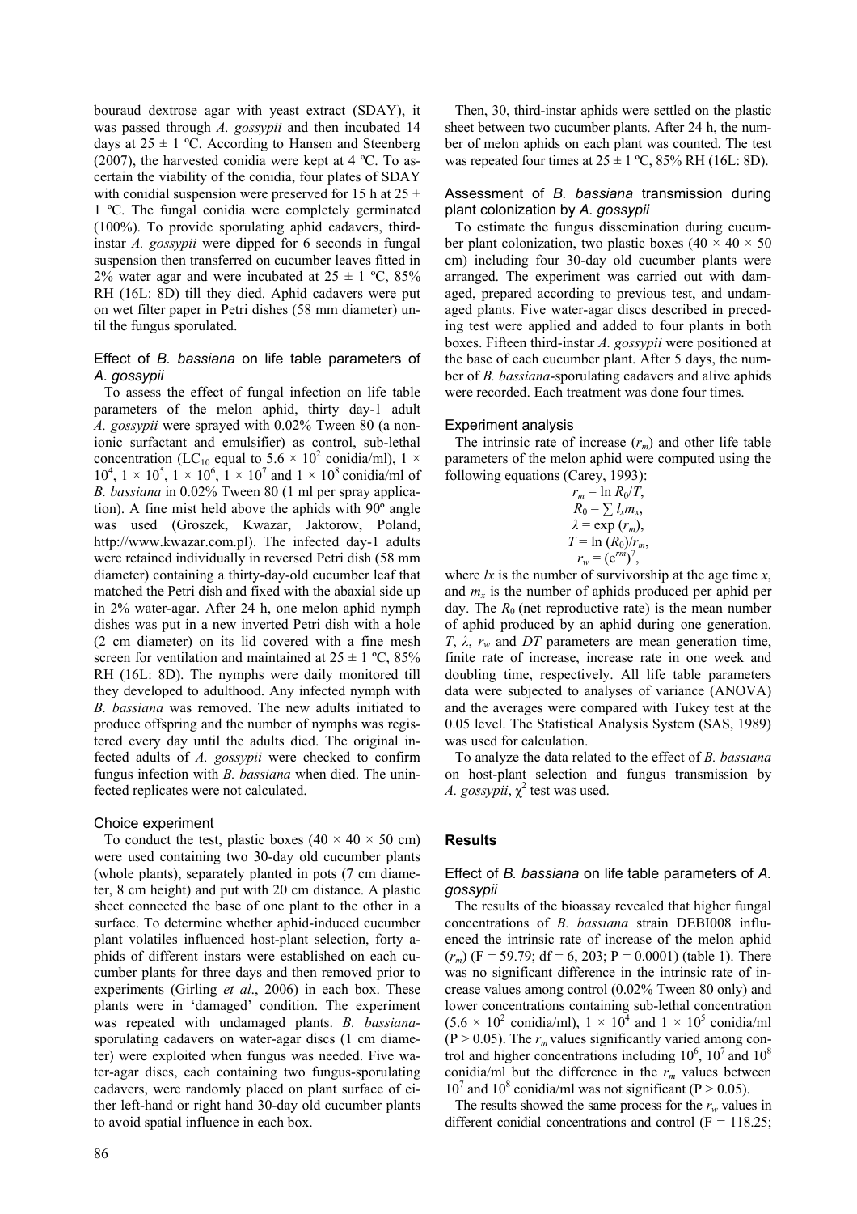bouraud dextrose agar with yeast extract (SDAY), it was passed through *A. gossypii* and then incubated 14 days at 25 ± 1 ºC. According to Hansen and Steenberg (2007), the harvested conidia were kept at 4 ºC. To ascertain the viability of the conidia, four plates of SDAY with conidial suspension were preserved for 15 h at 25 ± 1 ºC. The fungal conidia were completely germinated (100%). To provide sporulating aphid cadavers, third-instar *A. gossypii* were dipped for 6 seconds in fungal suspension then transferred on cucumber leaves fitted in 2% water agar and were incubated at 25 ± 1 ºC, 85% RH (16L: 8D) till they died. Aphid cadavers were put on wet filter paper in Petri dishes (58 mm diameter) until the fungus sporulated.

### Effect of *B. bassiana* on life table parameters of *A. gossypii*

To assess the effect of fungal infection on life table parameters of the melon aphid, thirty day-1 adult *A. gossypii* were sprayed with 0.02% Tween 80 (a non-ionic surfactant and emulsifier) as control, sub-lethal concentration ($LC_{10}$ equal to $5.6 \times 10^2$ conidia/ml), $1 \times 10^4$, $1 \times 10^5$, $1 \times 10^6$, $1 \times 10^7$ and $1 \times 10^8$ conidia/ml of *B. bassiana* in 0.02% Tween 80 (1 ml per spray application). A fine mist held above the aphids with 90º angle was used (Groszek, Kwazar, Jaktorow, Poland, http://www.kwazar.com.pl). The infected day-1 adults were retained individually in reversed Petri dish (58 mm diameter) containing a thirty-day-old cucumber leaf that matched the Petri dish and fixed with the abaxial side up in 2% water-agar. After 24 h, one melon aphid nymph dishes was put in a new inverted Petri dish with a hole (2 cm diameter) on its lid covered with a fine mesh screen for ventilation and maintained at 25 ± 1 ºC, 85% RH (16L: 8D). The nymphs were daily monitored till they developed to adulthood. Any infected nymph with *B. bassiana* was removed. The new adults initiated to produce offspring and the number of nymphs was registered every day until the adults died. The original infected adults of *A. gossypii* were checked to confirm fungus infection with *B. bassiana* when died. The uninfected replicates were not calculated.

### Choice experiment

To conduct the test, plastic boxes (40 × 40 × 50 cm) were used containing two 30-day old cucumber plants (whole plants), separately planted in pots (7 cm diameter, 8 cm height) and put with 20 cm distance. A plastic sheet connected the base of one plant to the other in a surface. To determine whether aphid-induced cucumber plant volatiles influenced host-plant selection, forty aphids of different instars were established on each cucumber plants for three days and then removed prior to experiments (Girling *et al*., 2006) in each box. These plants were in 'damaged' condition. The experiment was repeated with undamaged plants. *B. bassiana*-sporulating cadavers on water-agar discs (1 cm diameter) were exploited when fungus was needed. Five water-agar discs, each containing two fungus-sporulating cadavers, were randomly placed on plant surface of either left-hand or right hand 30-day old cucumber plants to avoid spatial influence in each box.

Then, 30, third-instar aphids were settled on the plastic sheet between two cucumber plants. After 24 h, the number of melon aphids on each plant was counted. The test was repeated four times at 25 ± 1 ºC, 85% RH (16L: 8D).

### Assessment of *B. bassiana* transmission during plant colonization by *A. gossypii*

To estimate the fungus dissemination during cucumber plant colonization, two plastic boxes (40 × 40 × 50 cm) including four 30-day old cucumber plants were arranged. The experiment was carried out with damaged, prepared according to previous test, and undamaged plants. Five water-agar discs described in preceding test were applied and added to four plants in both boxes. Fifteen third-instar *A. gossypii* were positioned at the base of each cucumber plant. After 5 days, the number of *B. bassiana*-sporulating cadavers and alive aphids were recorded. Each treatment was done four times.

### Experiment analysis

The intrinsic rate of increase ($r_m$) and other life table parameters of the melon aphid were computed using the following equations (Carey, 1993):

$$r_m = \ln R_0/T,$$
$$R_0 = \sum l_x m_x,$$
$$\lambda = \exp(r_m),$$
$$T = \ln(R_0)/r_m,$$
$$r_w = (e^{rm})^7,$$

where $lx$ is the number of survivorship at the age time $x$, and $m_x$ is the number of aphids produced per aphid per day. The $R_0$ (net reproductive rate) is the mean number of aphid produced by an aphid during one generation. $T$, $\lambda$, $r_w$ and $DT$ parameters are mean generation time, finite rate of increase, increase rate in one week and doubling time, respectively. All life table parameters data were subjected to analyses of variance (ANOVA) and the averages were compared with Tukey test at the 0.05 level. The Statistical Analysis System (SAS, 1989) was used for calculation.

To analyze the data related to the effect of *B. bassiana* on host-plant selection and fungus transmission by *A. gossypii*, $\chi^2$ test was used.

## Results

### Effect of *B. bassiana* on life table parameters of *A. gossypii*

The results of the bioassay revealed that higher fungal concentrations of *B. bassiana* strain DEBI008 influenced the intrinsic rate of increase of the melon aphid ($r_m$) ($F = 59.79$; $df = 6, 203$; $P = 0.0001$) (table 1). There was no significant difference in the intrinsic rate of increase values among control (0.02% Tween 80 only) and lower concentrations containing sub-lethal concentration ($5.6 \times 10^2$ conidia/ml), $1 \times 10^4$ and $1 \times 10^5$ conidia/ml ($P > 0.05$). The $r_m$ values significantly varied among control and higher concentrations including $10^6$, $10^7$ and $10^8$ conidia/ml but the difference in the $r_m$ values between $10^7$ and $10^8$ conidia/ml was not significant ($P > 0.05$).

The results showed the same process for the $r_w$ values in different conidial concentrations and control ($F = 118.25$;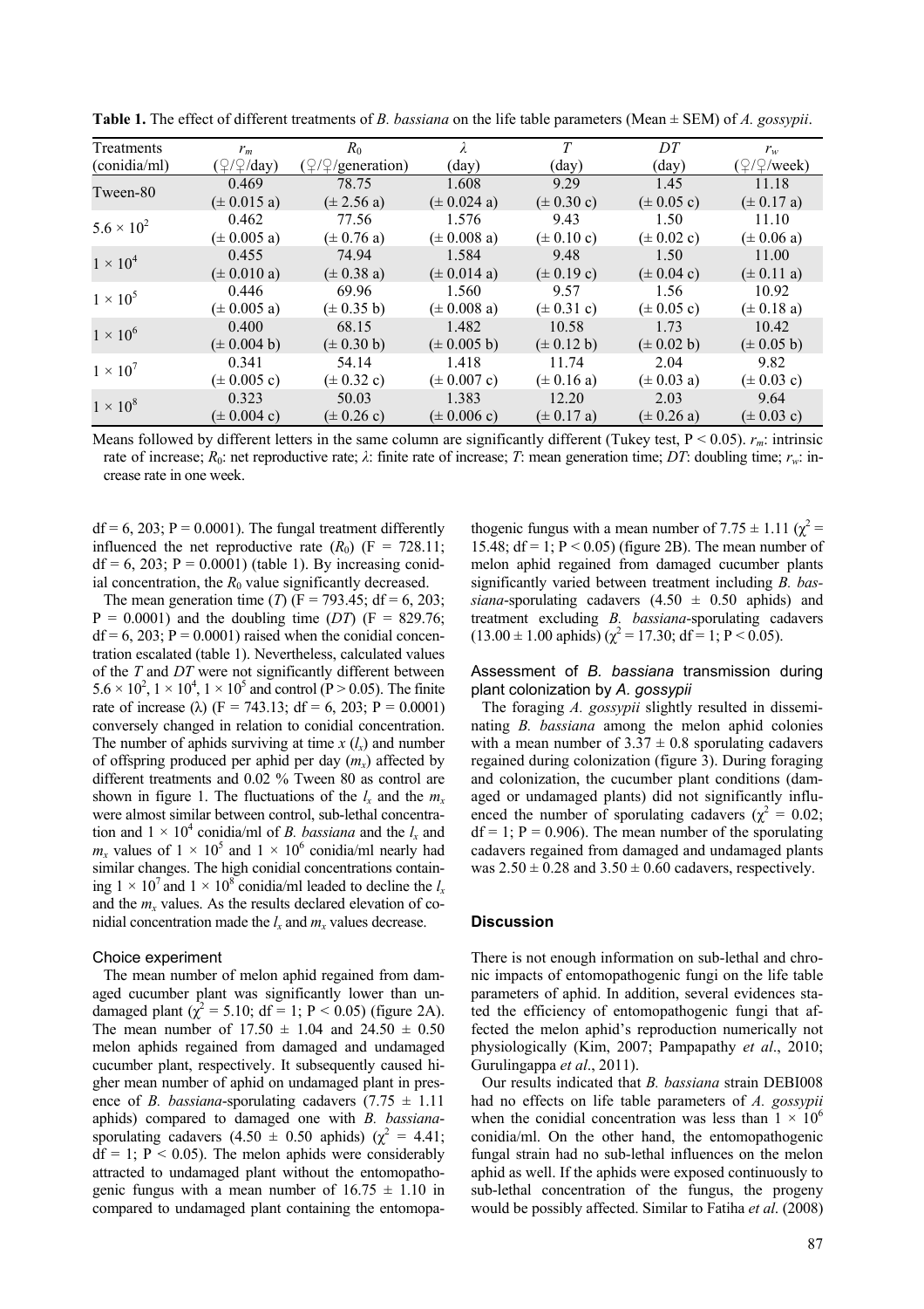**Table 1.** The effect of different treatments of *B. bassiana* on the life table parameters (Mean ± SEM) of *A. gossypii*.

| Treatments (conidia/ml) | $r_m$ (♀/♀/day) | $R_0$ (♀/♀/generation) | $\lambda$ (day) | $T$ (day) | $DT$ (day) | $r_w$ (♀/♀/week) |
|---|---|---|---|---|---|---|
| Tween-80 | 0.469 (± 0.015 a) | 78.75 (± 2.56 a) | 1.608 (± 0.024 a) | 9.29 (± 0.30 c) | 1.45 (± 0.05 c) | 11.18 (± 0.17 a) |
| $5.6 \times 10^2$ | 0.462 (± 0.005 a) | 77.56 (± 0.76 a) | 1.576 (± 0.008 a) | 9.43 (± 0.10 c) | 1.50 (± 0.02 c) | 11.10 (± 0.06 a) |
| $1 \times 10^4$ | 0.455 (± 0.010 a) | 74.94 (± 0.38 a) | 1.584 (± 0.014 a) | 9.48 (± 0.19 c) | 1.50 (± 0.04 c) | 11.00 (± 0.11 a) |
| $1 \times 10^5$ | 0.446 (± 0.005 a) | 69.96 (± 0.35 b) | 1.560 (± 0.008 a) | 9.57 (± 0.31 c) | 1.56 (± 0.05 c) | 10.92 (± 0.18 a) |
| $1 \times 10^6$ | 0.400 (± 0.004 b) | 68.15 (± 0.30 b) | 1.482 (± 0.005 b) | 10.58 (± 0.12 b) | 1.73 (± 0.02 b) | 10.42 (± 0.05 b) |
| $1 \times 10^7$ | 0.341 (± 0.005 c) | 54.14 (± 0.32 c) | 1.418 (± 0.007 c) | 11.74 (± 0.16 a) | 2.04 (± 0.03 a) | 9.82 (± 0.03 c) |
| $1 \times 10^8$ | 0.323 (± 0.004 c) | 50.03 (± 0.26 c) | 1.383 (± 0.006 c) | 12.20 (± 0.17 a) | 2.03 (± 0.26 a) | 9.64 (± 0.03 c) |

Means followed by different letters in the same column are significantly different (Tukey test, $P < 0.05$). $r_m$: intrinsic rate of increase; $R_0$: net reproductive rate; $\lambda$: finite rate of increase; $T$: mean generation time; $DT$: doubling time; $r_w$: increase rate in one week.

df = 6, 203; P = 0.0001). The fungal treatment differently influenced the net reproductive rate ($R_0$) (F = 728.11; df = 6, 203; P = 0.0001) (table 1). By increasing conidial concentration, the $R_0$ value significantly decreased.

The mean generation time ($T$) (F = 793.45; df = 6, 203; P = 0.0001) and the doubling time ($DT$) (F = 829.76; df = 6, 203; P = 0.0001) raised when the conidial concentration escalated (table 1). Nevertheless, calculated values of the $T$ and $DT$ were not significantly different between $5.6 \times 10^2$, $1 \times 10^4$, $1 \times 10^5$ and control ($P > 0.05$). The finite rate of increase ($\lambda$) (F = 743.13; df = 6, 203; P = 0.0001) conversely changed in relation to conidial concentration. The number of aphids surviving at time $x$ ($l_x$) and number of offspring produced per aphid per day ($m_x$) affected by different treatments and 0.02 % Tween 80 as control are shown in figure 1. The fluctuations of the $l_x$ and the $m_x$ were almost similar between control, sub-lethal concentration and $1 \times 10^4$ conidia/ml of *B. bassiana* and the $l_x$ and $m_x$ values of $1 \times 10^5$ and $1 \times 10^6$ conidia/ml nearly had similar changes. The high conidial concentrations containing $1 \times 10^7$ and $1 \times 10^8$ conidia/ml leaded to decline the $l_x$ and the $m_x$ values. As the results declared elevation of conidial concentration made the $l_x$ and $m_x$ values decrease.

### Choice experiment

The mean number of melon aphid regained from damaged cucumber plant was significantly lower than undamaged plant ($\chi^2$ = 5.10; df = 1; $P < 0.05$) (figure 2A). The mean number of 17.50 ± 1.04 and 24.50 ± 0.50 melon aphids regained from damaged and undamaged cucumber plant, respectively. It subsequently caused higher mean number of aphid on undamaged plant in presence of *B. bassiana*-sporulating cadavers (7.75 ± 1.11 aphids) compared to damaged one with *B. bassiana*-sporulating cadavers (4.50 ± 0.50 aphids) ($\chi^2$ = 4.41; df = 1; $P < 0.05$). The melon aphids were considerably attracted to undamaged plant without the entomopathogenic fungus with a mean number of 16.75 ± 1.10 in compared to undamaged plant containing the entomopathogenic fungus with a mean number of 7.75 ± 1.11 ($\chi^2$ = 15.48; df = 1; $P < 0.05$) (figure 2B). The mean number of melon aphid regained from damaged cucumber plants significantly varied between treatment including *B. bassiana*-sporulating cadavers (4.50 ± 0.50 aphids) and treatment excluding *B. bassiana*-sporulating cadavers (13.00 ± 1.00 aphids) ($\chi^2$ = 17.30; df = 1; $P < 0.05$).

### Assessment of *B. bassiana* transmission during plant colonization by *A. gossypii*

The foraging *A. gossypii* slightly resulted in disseminating *B. bassiana* among the melon aphid colonies with a mean number of 3.37 ± 0.8 sporulating cadavers regained during colonization (figure 3). During foraging and colonization, the cucumber plant conditions (damaged or undamaged plants) did not significantly influenced the number of sporulating cadavers ($\chi^2$ = 0.02; df = 1; P = 0.906). The mean number of the sporulating cadavers regained from damaged and undamaged plants was 2.50 ± 0.28 and 3.50 ± 0.60 cadavers, respectively.

## Discussion

There is not enough information on sub-lethal and chronic impacts of entomopathogenic fungi on the life table parameters of aphid. In addition, several evidences stated the efficiency of entomopathogenic fungi that affected the melon aphid's reproduction numerically not physiologically (Kim, 2007; Pampapathy *et al*., 2010; Gurulingappa *et al*., 2011).

Our results indicated that *B. bassiana* strain DEBI008 had no effects on life table parameters of *A. gossypii* when the conidial concentration was less than $1 \times 10^6$ conidia/ml. On the other hand, the entomopathogenic fungal strain had no sub-lethal influences on the melon aphid as well. If the aphids were exposed continuously to sub-lethal concentration of the fungus, the progeny would be possibly affected. Similar to Fatiha *et al*. (2008)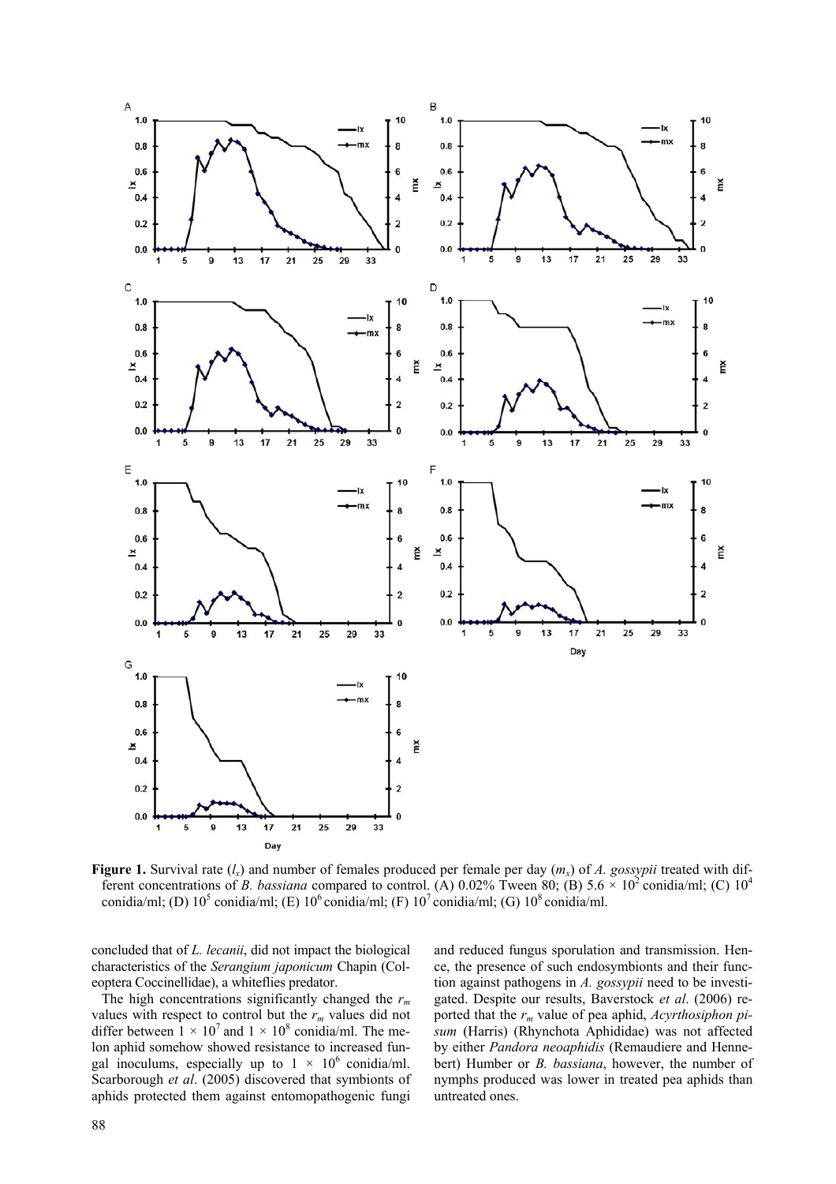**Figure 1.** Survival rate ($l_x$) and number of females produced per female per day ($m_x$) of *A. gossypii* treated with different concentrations of *B. bassiana* compared to control. (A) 0.02% Tween 80; (B) $5.6 \times 10^2$ conidia/ml; (C) $10^4$ conidia/ml; (D) $10^5$ conidia/ml; (E) $10^6$ conidia/ml; (F) $10^7$ conidia/ml; (G) $10^8$ conidia/ml.

concluded that of *L. lecanii*, did not impact the biological characteristics of the *Serangium japonicum* Chapin (Coleoptera Coccinellidae), a whiteflies predator.

The high concentrations significantly changed the $r_m$ values with respect to control but the $r_m$ values did not differ between $1 \times 10^7$ and $1 \times 10^8$ conidia/ml. The melon aphid somehow showed resistance to increased fungal inoculums, especially up to $1 \times 10^6$ conidia/ml. Scarborough *et al*. (2005) discovered that symbionts of aphids protected them against entomopathogenic fungi and reduced fungus sporulation and transmission. Hence, the presence of such endosymbionts and their function against pathogens in *A. gossypii* need to be investigated. Despite our results, Baverstock *et al*. (2006) reported that the $r_m$ value of pea aphid, *Acyrthosiphon pisum* (Harris) (Rhynchota Aphididae) was not affected by either *Pandora neoaphidis* (Remaudiere and Hennebert) Humber or *B. bassiana*, however, the number of nymphs produced was lower in treated pea aphids than untreated ones.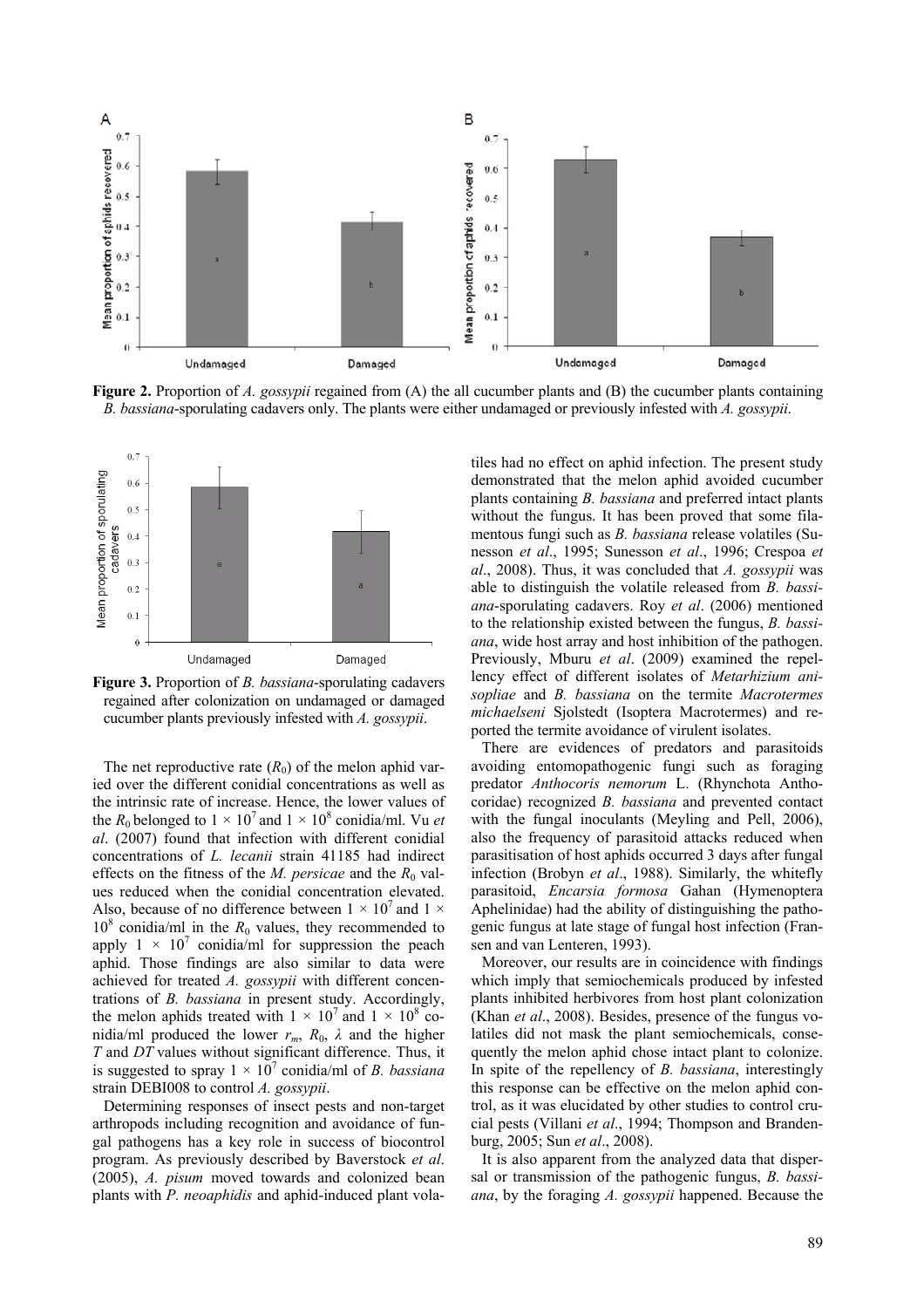**Figure 2.** Proportion of *A. gossypii* regained from (A) the all cucumber plants and (B) the cucumber plants containing *B. bassiana*-sporulating cadavers only. The plants were either undamaged or previously infested with *A. gossypii*.

**Figure 3.** Proportion of *B. bassiana*-sporulating cadavers regained after colonization on undamaged or damaged cucumber plants previously infested with *A. gossypii*.

The net reproductive rate ($R_0$) of the melon aphid varied over the different conidial concentrations as well as the intrinsic rate of increase. Hence, the lower values of the $R_0$ belonged to $1 \times 10^7$ and $1 \times 10^8$ conidia/ml. Vu *et al*. (2007) found that infection with different conidial concentrations of *L. lecanii* strain 41185 had indirect effects on the fitness of the *M. persicae* and the $R_0$ values reduced when the conidial concentration elevated. Also, because of no difference between $1 \times 10^7$ and $1 \times 10^8$ conidia/ml in the $R_0$ values, they recommended to apply $1 \times 10^7$ conidia/ml for suppression the peach aphid. Those findings are also similar to data were achieved for treated *A. gossypii* with different concentrations of *B. bassiana* in present study. Accordingly, the melon aphids treated with $1 \times 10^7$ and $1 \times 10^8$ conidia/ml produced the lower $r_m$, $R_0$, $\lambda$ and the higher $T$ and $DT$ values without significant difference. Thus, it is suggested to spray $1 \times 10^7$ conidia/ml of *B. bassiana* strain DEBI008 to control *A. gossypii*.

Determining responses of insect pests and non-target arthropods including recognition and avoidance of fungal pathogens has a key role in success of biocontrol program. As previously described by Baverstock *et al*. (2005), *A. pisum* moved towards and colonized bean plants with *P. neoaphidis* and aphid-induced plant volatiles had no effect on aphid infection. The present study demonstrated that the melon aphid avoided cucumber plants containing *B. bassiana* and preferred intact plants without the fungus. It has been proved that some filamentous fungi such as *B. bassiana* release volatiles (Sunesson *et al*., 1995; Sunesson *et al*., 1996; Crespoa *et al*., 2008). Thus, it was concluded that *A. gossypii* was able to distinguish the volatile released from *B. bassiana*-sporulating cadavers. Roy *et al*. (2006) mentioned to the relationship existed between the fungus, *B. bassiana*, wide host array and host inhibition of the pathogen. Previously, Mburu *et al*. (2009) examined the repellency effect of different isolates of *Metarhizium anisopliae* and *B. bassiana* on the termite *Macrotermes michaelseni* Sjolstedt (Isoptera Macrotermes) and reported the termite avoidance of virulent isolates.

There are evidences of predators and parasitoids avoiding entomopathogenic fungi such as foraging predator *Anthocoris nemorum* L. (Rhynchota Anthocoridae) recognized *B. bassiana* and prevented contact with the fungal inoculants (Meyling and Pell, 2006), also the frequency of parasitoid attacks reduced when parasitisation of host aphids occurred 3 days after fungal infection (Brobyn *et al*., 1988). Similarly, the whitefly parasitoid, *Encarsia formosa* Gahan (Hymenoptera Aphelinidae) had the ability of distinguishing the pathogenic fungus at late stage of fungal host infection (Fransen and van Lenteren, 1993).

Moreover, our results are in coincidence with findings which imply that semiochemicals produced by infested plants inhibited herbivores from host plant colonization (Khan *et al*., 2008). Besides, presence of the fungus volatiles did not mask the plant semiochemicals, consequently the melon aphid chose intact plant to colonize. In spite of the repellency of *B. bassiana*, interestingly this response can be effective on the melon aphid control, as it was elucidated by other studies to control crucial pests (Villani *et al*., 1994; Thompson and Brandenburg, 2005; Sun *et al*., 2008).

It is also apparent from the analyzed data that dispersal or transmission of the pathogenic fungus, *B. bassiana*, by the foraging *A. gossypii* happened. Because the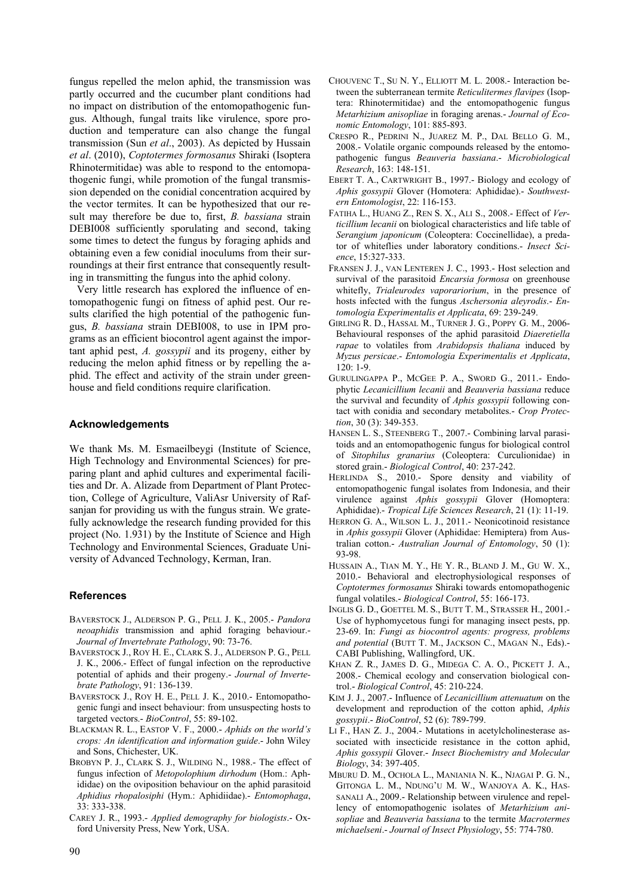fungus repelled the melon aphid, the transmission was partly occurred and the cucumber plant conditions had no impact on distribution of the entomopathogenic fungus. Although, fungal traits like virulence, spore production and temperature can also change the fungal transmission (Sun *et al*., 2003). As depicted by Hussain *et al*. (2010), *Coptotermes formosanus* Shiraki (Isoptera Rhinotermitidae) was able to respond to the entomopathogenic fungi, while promotion of the fungal transmission depended on the conidial concentration acquired by the vector termites. It can be hypothesized that our result may therefore be due to, first, *B. bassiana* strain DEBI008 sufficiently sporulating and second, taking some times to detect the fungus by foraging aphids and obtaining even a few conidial inoculums from their surroundings at their first entrance that consequently resulting in transmitting the fungus into the aphid colony.

Very little research has explored the influence of entomopathogenic fungi on fitness of aphid pest. Our results clarified the high potential of the pathogenic fungus, *B. bassiana* strain DEBI008, to use in IPM programs as an efficient biocontrol agent against the important aphid pest, *A. gossypii* and its progeny, either by reducing the melon aphid fitness or by repelling the aphid. The effect and activity of the strain under greenhouse and field conditions require clarification.

## Acknowledgements

We thank Ms. M. Esmaeilbeygi (Institute of Science, High Technology and Environmental Sciences) for preparing plant and aphid cultures and experimental facilities and Dr. A. Alizade from Department of Plant Protection, College of Agriculture, ValiAsr University of Rafsanjan for providing us with the fungus strain. We gratefully acknowledge the research funding provided for this project (No. 1.931) by the Institute of Science and High Technology and Environmental Sciences, Graduate University of Advanced Technology, Kerman, Iran.

## References

BAVERSTOCK J., ALDERSON P. G., PELL J. K., 2005.- *Pandora neoaphidis* transmission and aphid foraging behaviour.- *Journal of Invertebrate Pathology*, 90: 73-76.

BAVERSTOCK J., ROY H. E., CLARK S. J., ALDERSON P. G., PELL J. K., 2006.- Effect of fungal infection on the reproductive potential of aphids and their progeny.- *Journal of Invertebrate Pathology*, 91: 136-139.

BAVERSTOCK J., ROY H. E., PELL J. K., 2010.- Entomopathogenic fungi and insect behaviour: from unsuspecting hosts to targeted vectors.- *BioControl*, 55: 89-102.

BLACKMAN R. L., EASTOP V. F., 2000.- *Aphids on the world's crops: An identification and information guide*.- John Wiley and Sons, Chichester, UK.

BROBYN P. J., CLARK S. J., WILDING N., 1988.- The effect of fungus infection of *Metopolophium dirhodum* (Hom.: Aphididae) on the oviposition behaviour on the aphid parasitoid *Aphidius rhopalosiphi* (Hym.: Aphidiidae).- *Entomophaga*, 33: 333-338.

CAREY J. R., 1993.- *Applied demography for biologists*.- Oxford University Press, New York, USA.

CHOUVENC T., SU N. Y., ELLIOTT M. L. 2008.- Interaction between the subterranean termite *Reticulitermes flavipes* (Isoptera: Rhinotermitidae) and the entomopathogenic fungus *Metarhizium anisopliae* in foraging arenas.- *Journal of Economic Entomology*, 101: 885-893.

CRESPO R., PEDRINI N., JUAREZ M. P., DAL BELLO G. M., 2008.- Volatile organic compounds released by the entomopathogenic fungus *Beauveria bassiana*.- *Microbiological Research*, 163: 148-151.

EBERT T. A., CARTWRIGHT B., 1997.- Biology and ecology of *Aphis gossypii* Glover (Homotera: Aphididae).- *Southwestern Entomologist*, 22: 116-153.

FATIHA L., HUANG Z., REN S. X., ALI S., 2008.- Effect of *Verticillium lecanii* on biological characteristics and life table of *Serangium japonicum* (Coleoptera: Coccinellidae), a predator of whiteflies under laboratory conditions.- *Insect Science*, 15:327-333.

FRANSEN J. J., VAN LENTEREN J. C., 1993.- Host selection and survival of the parasitoid *Encarsia formosa* on greenhouse whitefly, *Trialeurodes vaporariorium*, in the presence of hosts infected with the fungus *Aschersonia aleyrodis*.- *Entomologia Experimentalis et Applicata*, 69: 239-249.

GIRLING R. D., HASSAL M., TURNER J. G., POPPY G. M., 2006- Behavioural responses of the aphid parasitoid *Diaeretiella rapae* to volatiles from *Arabidopsis thaliana* induced by *Myzus persicae*.- *Entomologia Experimentalis et Applicata*, 120: 1-9.

GURULINGAPPA P., MCGEE P. A., SWORD G., 2011.- Endophytic *Lecanicillium lecanii* and *Beauveria bassiana* reduce the survival and fecundity of *Aphis gossypii* following contact with conidia and secondary metabolites.- *Crop Protection*, 30 (3): 349-353.

HANSEN L. S., STEENBERG T., 2007.- Combining larval parasitoids and an entomopathogenic fungus for biological control of *Sitophilus granarius* (Coleoptera: Curculionidae) in stored grain.- *Biological Control*, 40: 237-242.

HERLINDA S., 2010.- Spore density and viability of entomopathogenic fungal isolates from Indonesia, and their virulence against *Aphis gossypii* Glover (Homoptera: Aphididae).- *Tropical Life Sciences Research*, 21 (1): 11-19.

HERRON G. A., WILSON L. J., 2011.- Neonicotinoid resistance in *Aphis gossypii* Glover (Aphididae: Hemiptera) from Australian cotton.- *Australian Journal of Entomology*, 50 (1): 93-98.

HUSSAIN A., TIAN M. Y., HE Y. R., BLAND J. M., GU W. X., 2010.- Behavioral and electrophysiological responses of *Coptotermes formosanus* Shiraki towards entomopathogenic fungal volatiles.- *Biological Control*, 55: 166-173.

INGLIS G. D., GOETTEL M. S., BUTT T. M., STRASSER H., 2001.- Use of hyphomycetous fungi for managing insect pests, pp. 23-69. In: *Fungi as biocontrol agents: progress, problems and potential* (BUTT T. M., JACKSON C., MAGAN N., Eds).- CABI Publishing, Wallingford, UK.

KHAN Z. R., JAMES D. G., MIDEGA C. A. O., PICKETT J. A., 2008.- Chemical ecology and conservation biological control.- *Biological Control*, 45: 210-224.

KIM J. J., 2007.- Influence of *Lecanicillium attenuatum* on the development and reproduction of the cotton aphid, *Aphis gossypii*.- *BioControl*, 52 (6): 789-799.

LI F., HAN Z. J., 2004.- Mutations in acetylcholinesterase associated with insecticide resistance in the cotton aphid, *Aphis gossypii* Glover.- *Insect Biochemistry and Molecular Biology*, 34: 397-405.

MBURU D. M., OCHOLA L., MANIANIA N. K., NJAGAI P. G. N., GITONGA L. M., NDUNG'U M. W., WANJOYA A. K., HASSANALI A., 2009.- Relationship between virulence and repellency of entomopathogenic isolates of *Metarhizium anisopliae* and *Beauveria bassiana* to the termite *Macrotermes michaelseni*.- *Journal of Insect Physiology*, 55: 774-780.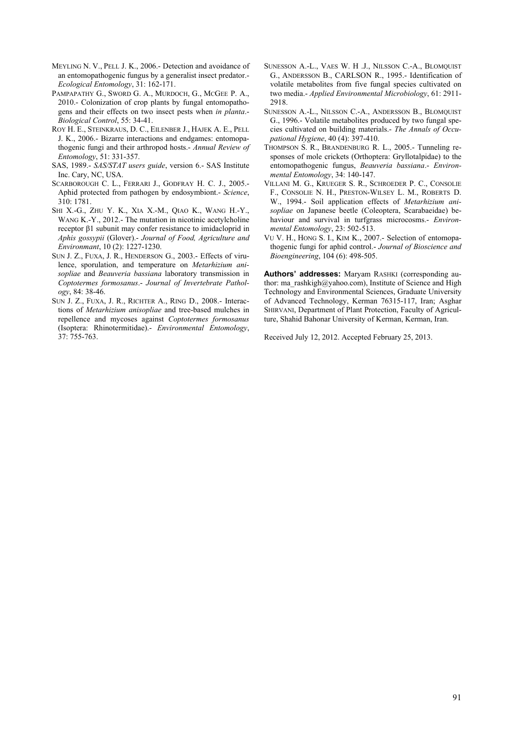MEYLING N. V., PELL J. K., 2006.- Detection and avoidance of an entomopathogenic fungus by a generalist insect predator.- *Ecological Entomology*, 31: 162-171.

PAMPAPATHY G., SWORD G. A., MURDOCH, G., MCGEE P. A., 2010.- Colonization of crop plants by fungal entomopathogens and their effects on two insect pests when *in planta*.- *Biological Control*, 55: 34-41.

ROY H. E., STEINKRAUS, D. C., EILENBER J., HAJEK A. E., PELL J. K., 2006.- Bizarre interactions and endgames: entomopathogenic fungi and their arthropod hosts.- *Annual Review of Entomology*, 51: 331-357.

SAS, 1989.- *SAS/STAT users guide*, version 6.- SAS Institute Inc. Cary, NC, USA.

SCARBOROUGH C. L., FERRARI J., GODFRAY H. C. J., 2005.- Aphid protected from pathogen by endosymbiont.- *Science*, 310: 1781.

SHI X.-G., ZHU Y. K., XIA X.-M., QIAO K., WANG H.-Y., WANG K.-Y., 2012.- The mutation in nicotinic acetylcholine receptor β1 subunit may confer resistance to imidacloprid in *Aphis gossypii* (Glover).- *Journal of Food, Agriculture and Environmant*, 10 (2): 1227-1230.

SUN J. Z., FUXA, J. R., HENDERSON G., 2003.- Effects of virulence, sporulation, and temperature on *Metarhizium anisopliae* and *Beauveria bassiana* laboratory transmission in *Coptotermes formosanus*.- *Journal of Invertebrate Pathology*, 84: 38-46.

SUN J. Z., FUXA, J. R., RICHTER A., RING D., 2008.- Interactions of *Metarhizium anisopliae* and tree-based mulches in repellence and mycoses against *Coptotermes formosanus* (Isoptera: Rhinotermitidae).- *Environmental Entomology*, 37: 755-763.

SUNESSON A.-L., VAES W. H .J., NILSSON C.-A., BLOMQUIST G., ANDERSSON B., CARLSON R., 1995.- Identification of volatile metabolites from five fungal species cultivated on two media.- *Applied Environmental Microbiology*, 61: 2911-2918.

SUNESSON A.-L., NILSSON C.-A., ANDERSSON B., BLOMQUIST G., 1996.- Volatile metabolites produced by two fungal species cultivated on building materials.- *The Annals of Occupational Hygiene*, 40 (4): 397-410.

THOMPSON S. R., BRANDENBURG R. L., 2005.- Tunneling responses of mole crickets (Orthoptera: Gryllotalpidae) to the entomopathogenic fungus, *Beauveria bassiana*.- *Environmental Entomology*, 34: 140-147.

VILLANI M. G., KRUEGER S. R., SCHROEDER P. C., CONSOLIE F., CONSOLIE N. H., PRESTON-WILSEY L. M., ROBERTS D. W., 1994.- Soil application effects of *Metarhizium anisopliae* on Japanese beetle (Coleoptera, Scarabaeidae) behaviour and survival in turfgrass microcosms.- *Environmental Entomology*, 23: 502-513.

VU V. H., HONG S. I., KIM K., 2007.- Selection of entomopathogenic fungi for aphid control.- *Journal of Bioscience and Bioengineering*, 104 (6): 498-505.

**Authors' addresses:** Maryam RASHKI (corresponding author: ma_rashkigh@yahoo.com), Institute of Science and High Technology and Environmental Sciences, Graduate University of Advanced Technology, Kerman 76315-117, Iran; Asghar SHIRVANI, Department of Plant Protection, Faculty of Agriculture, Shahid Bahonar University of Kerman, Kerman, Iran.

Received July 12, 2012. Accepted February 25, 2013.